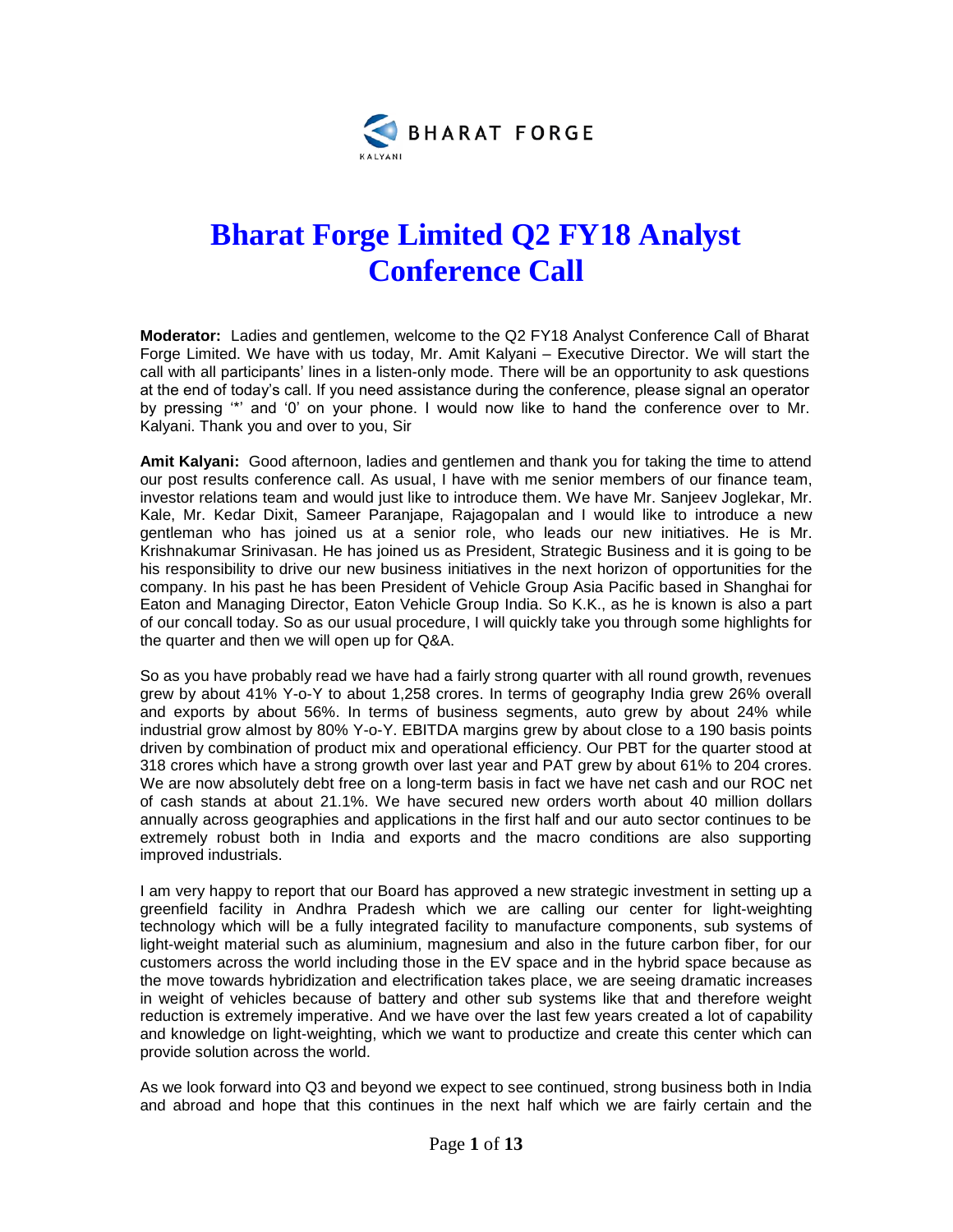# Bharat Forge Limited Q2 FY18 Analyst Conference Call

**Moderator:** Ladies and gentlemen, welcome to the Q2 FY18 Analyst Conference Call of Bharat Forge Limited. We have with us today, Mr. Amit Kalyani – Executive Director. We will start the call with all participants' lines in a listen-only mode. There will be an opportunity to ask questions at the end of today's call. If you need assistance during the conference, please signal an operator by pressing '*' and '0' on your phone. I would now like to hand the conference over to Mr. Kalyani. Thank you and over to you, Sir

**Amit Kalyani:** Good afternoon, ladies and gentlemen and thank you for taking the time to attend our post results conference call. As usual, I have with me senior members of our finance team, investor relations team and would just like to introduce them. We have Mr. Sanjeev Joglekar, Mr. Kale, Mr. Kedar Dixit, Sameer Paranjape, Rajagopalan and I would like to introduce a new gentleman who has joined us at a senior role, who leads our new initiatives. He is Mr. Krishnakumar Srinivasan. He has joined us as President, Strategic Business and it is going to be his responsibility to drive our new business initiatives in the next horizon of opportunities for the company. In his past he has been President of Vehicle Group Asia Pacific based in Shanghai for Eaton and Managing Director, Eaton Vehicle Group India. So K.K., as he is known is also a part of our concall today. So as our usual procedure, I will quickly take you through some highlights for the quarter and then we will open up for Q&A.

So as you have probably read we have had a fairly strong quarter with all round growth, revenues grew by about 41% Y-o-Y to about 1,258 crores. In terms of geography India grew 26% overall and exports by about 56%. In terms of business segments, auto grew by about 24% while industrial grow almost by 80% Y-o-Y. EBITDA margins grew by about close to a 190 basis points driven by combination of product mix and operational efficiency. Our PBT for the quarter stood at 318 crores which have a strong growth over last year and PAT grew by about 61% to 204 crores. We are now absolutely debt free on a long-term basis in fact we have net cash and our ROC net of cash stands at about 21.1%. We have secured new orders worth about 40 million dollars annually across geographies and applications in the first half and our auto sector continues to be extremely robust both in India and exports and the macro conditions are also supporting improved industrials.

I am very happy to report that our Board has approved a new strategic investment in setting up a greenfield facility in Andhra Pradesh which we are calling our center for light-weighting technology which will be a fully integrated facility to manufacture components, sub systems of light-weight material such as aluminium, magnesium and also in the future carbon fiber, for our customers across the world including those in the EV space and in the hybrid space because as the move towards hybridization and electrification takes place, we are seeing dramatic increases in weight of vehicles because of battery and other sub systems like that and therefore weight reduction is extremely imperative. And we have over the last few years created a lot of capability and knowledge on light-weighting, which we want to productize and create this center which can provide solution across the world.

As we look forward into Q3 and beyond we expect to see continued, strong business both in India and abroad and hope that this continues in the next half which we are fairly certain and the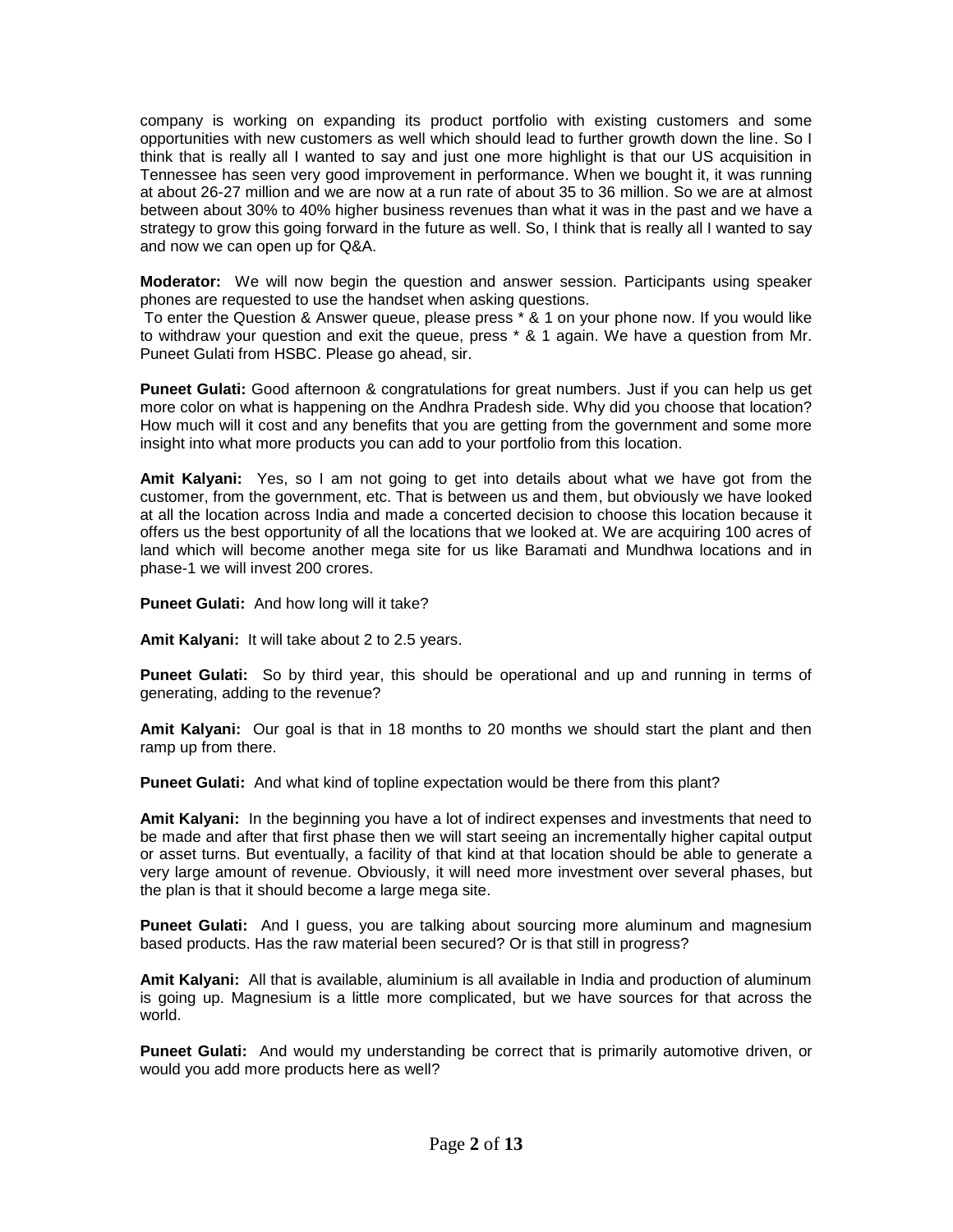company is working on expanding its product portfolio with existing customers and some opportunities with new customers as well which should lead to further growth down the line. So I think that is really all I wanted to say and just one more highlight is that our US acquisition in Tennessee has seen very good improvement in performance. When we bought it, it was running at about 26-27 million and we are now at a run rate of about 35 to 36 million. So we are at almost between about 30% to 40% higher business revenues than what it was in the past and we have a strategy to grow this going forward in the future as well. So, I think that is really all I wanted to say and now we can open up for Q&A.

**Moderator:** We will now begin the question and answer session. Participants using speaker phones are requested to use the handset when asking questions.
To enter the Question & Answer queue, please press * & 1 on your phone now. If you would like to withdraw your question and exit the queue, press * & 1 again. We have a question from Mr. Puneet Gulati from HSBC. Please go ahead, sir.

**Puneet Gulati:** Good afternoon & congratulations for great numbers. Just if you can help us get more color on what is happening on the Andhra Pradesh side. Why did you choose that location? How much will it cost and any benefits that you are getting from the government and some more insight into what more products you can add to your portfolio from this location.

**Amit Kalyani:** Yes, so I am not going to get into details about what we have got from the customer, from the government, etc. That is between us and them, but obviously we have looked at all the location across India and made a concerted decision to choose this location because it offers us the best opportunity of all the locations that we looked at. We are acquiring 100 acres of land which will become another mega site for us like Baramati and Mundhwa locations and in phase-1 we will invest 200 crores.

**Puneet Gulati:** And how long will it take?

**Amit Kalyani:** It will take about 2 to 2.5 years.

**Puneet Gulati:** So by third year, this should be operational and up and running in terms of generating, adding to the revenue?

**Amit Kalyani:** Our goal is that in 18 months to 20 months we should start the plant and then ramp up from there.

**Puneet Gulati:** And what kind of topline expectation would be there from this plant?

**Amit Kalyani:** In the beginning you have a lot of indirect expenses and investments that need to be made and after that first phase then we will start seeing an incrementally higher capital output or asset turns. But eventually, a facility of that kind at that location should be able to generate a very large amount of revenue. Obviously, it will need more investment over several phases, but the plan is that it should become a large mega site.

**Puneet Gulati:** And I guess, you are talking about sourcing more aluminum and magnesium based products. Has the raw material been secured? Or is that still in progress?

**Amit Kalyani:** All that is available, aluminium is all available in India and production of aluminum is going up. Magnesium is a little more complicated, but we have sources for that across the world.

**Puneet Gulati:** And would my understanding be correct that is primarily automotive driven, or would you add more products here as well?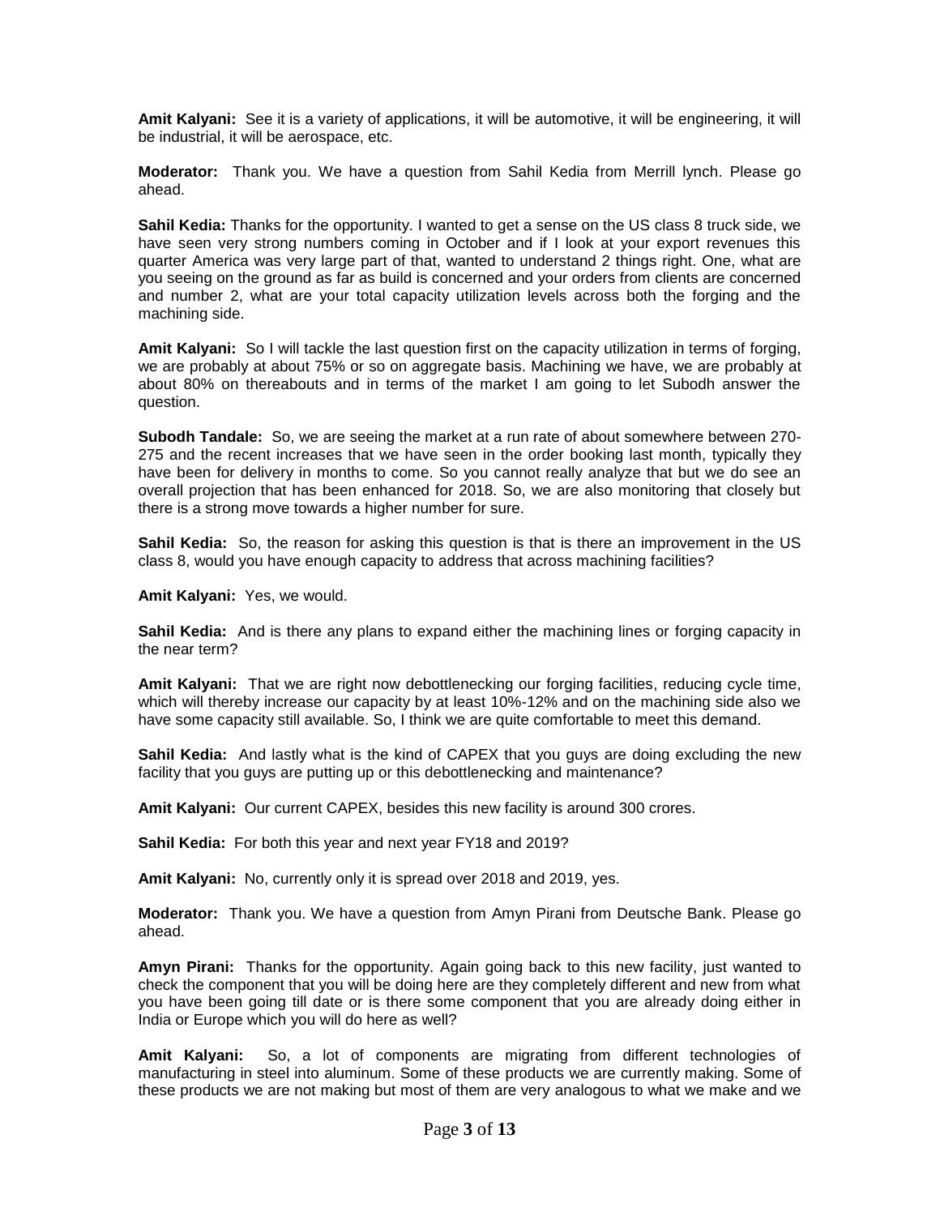**Amit Kalyani:** See it is a variety of applications, it will be automotive, it will be engineering, it will be industrial, it will be aerospace, etc.

**Moderator:** Thank you. We have a question from Sahil Kedia from Merrill lynch. Please go ahead.

**Sahil Kedia:** Thanks for the opportunity. I wanted to get a sense on the US class 8 truck side, we have seen very strong numbers coming in October and if I look at your export revenues this quarter America was very large part of that, wanted to understand 2 things right. One, what are you seeing on the ground as far as build is concerned and your orders from clients are concerned and number 2, what are your total capacity utilization levels across both the forging and the machining side.

**Amit Kalyani:** So I will tackle the last question first on the capacity utilization in terms of forging, we are probably at about 75% or so on aggregate basis. Machining we have, we are probably at about 80% on thereabouts and in terms of the market I am going to let Subodh answer the question.

**Subodh Tandale:** So, we are seeing the market at a run rate of about somewhere between 270-275 and the recent increases that we have seen in the order booking last month, typically they have been for delivery in months to come. So you cannot really analyze that but we do see an overall projection that has been enhanced for 2018. So, we are also monitoring that closely but there is a strong move towards a higher number for sure.

**Sahil Kedia:** So, the reason for asking this question is that is there an improvement in the US class 8, would you have enough capacity to address that across machining facilities?

**Amit Kalyani:** Yes, we would.

**Sahil Kedia:** And is there any plans to expand either the machining lines or forging capacity in the near term?

**Amit Kalyani:** That we are right now debottlenecking our forging facilities, reducing cycle time, which will thereby increase our capacity by at least 10%-12% and on the machining side also we have some capacity still available. So, I think we are quite comfortable to meet this demand.

**Sahil Kedia:** And lastly what is the kind of CAPEX that you guys are doing excluding the new facility that you guys are putting up or this debottlenecking and maintenance?

**Amit Kalyani:** Our current CAPEX, besides this new facility is around 300 crores.

**Sahil Kedia:** For both this year and next year FY18 and 2019?

**Amit Kalyani:** No, currently only it is spread over 2018 and 2019, yes.

**Moderator:** Thank you. We have a question from Amyn Pirani from Deutsche Bank. Please go ahead.

**Amyn Pirani:** Thanks for the opportunity. Again going back to this new facility, just wanted to check the component that you will be doing here are they completely different and new from what you have been going till date or is there some component that you are already doing either in India or Europe which you will do here as well?

**Amit Kalyani:** So, a lot of components are migrating from different technologies of manufacturing in steel into aluminum. Some of these products we are currently making. Some of these products we are not making but most of them are very analogous to what we make and we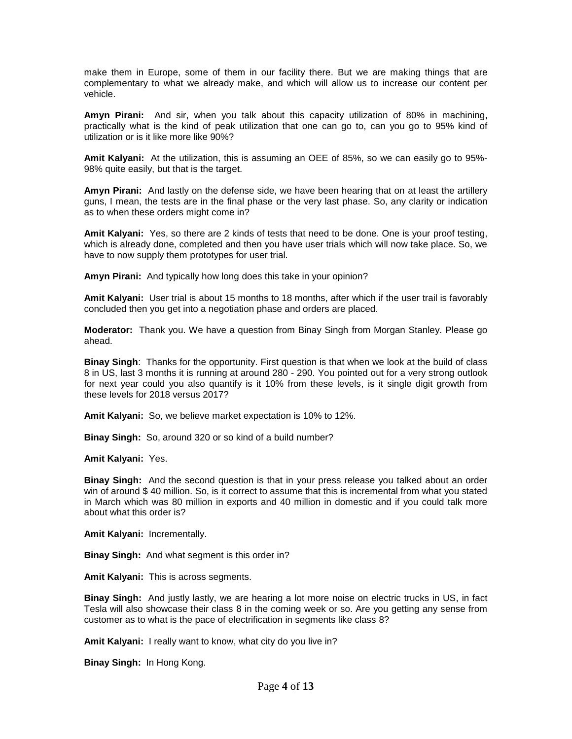make them in Europe, some of them in our facility there. But we are making things that are complementary to what we already make, and which will allow us to increase our content per vehicle.

**Amyn Pirani:** And sir, when you talk about this capacity utilization of 80% in machining, practically what is the kind of peak utilization that one can go to, can you go to 95% kind of utilization or is it like more like 90%?

**Amit Kalyani:** At the utilization, this is assuming an OEE of 85%, so we can easily go to 95%-98% quite easily, but that is the target.

**Amyn Pirani:** And lastly on the defense side, we have been hearing that on at least the artillery guns, I mean, the tests are in the final phase or the very last phase. So, any clarity or indication as to when these orders might come in?

**Amit Kalyani:** Yes, so there are 2 kinds of tests that need to be done. One is your proof testing, which is already done, completed and then you have user trials which will now take place. So, we have to now supply them prototypes for user trial.

**Amyn Pirani:** And typically how long does this take in your opinion?

**Amit Kalyani:** User trial is about 15 months to 18 months, after which if the user trail is favorably concluded then you get into a negotiation phase and orders are placed.

**Moderator:** Thank you. We have a question from Binay Singh from Morgan Stanley. Please go ahead.

**Binay Singh**: Thanks for the opportunity. First question is that when we look at the build of class 8 in US, last 3 months it is running at around 280 - 290. You pointed out for a very strong outlook for next year could you also quantify is it 10% from these levels, is it single digit growth from these levels for 2018 versus 2017?

**Amit Kalyani:** So, we believe market expectation is 10% to 12%.

**Binay Singh:** So, around 320 or so kind of a build number?

**Amit Kalyani:** Yes.

**Binay Singh:** And the second question is that in your press release you talked about an order win of around $ 40 million. So, is it correct to assume that this is incremental from what you stated in March which was 80 million in exports and 40 million in domestic and if you could talk more about what this order is?

**Amit Kalyani:** Incrementally.

**Binay Singh:** And what segment is this order in?

**Amit Kalyani:** This is across segments.

**Binay Singh:** And justly lastly, we are hearing a lot more noise on electric trucks in US, in fact Tesla will also showcase their class 8 in the coming week or so. Are you getting any sense from customer as to what is the pace of electrification in segments like class 8?

**Amit Kalyani:** I really want to know, what city do you live in?

**Binay Singh:** In Hong Kong.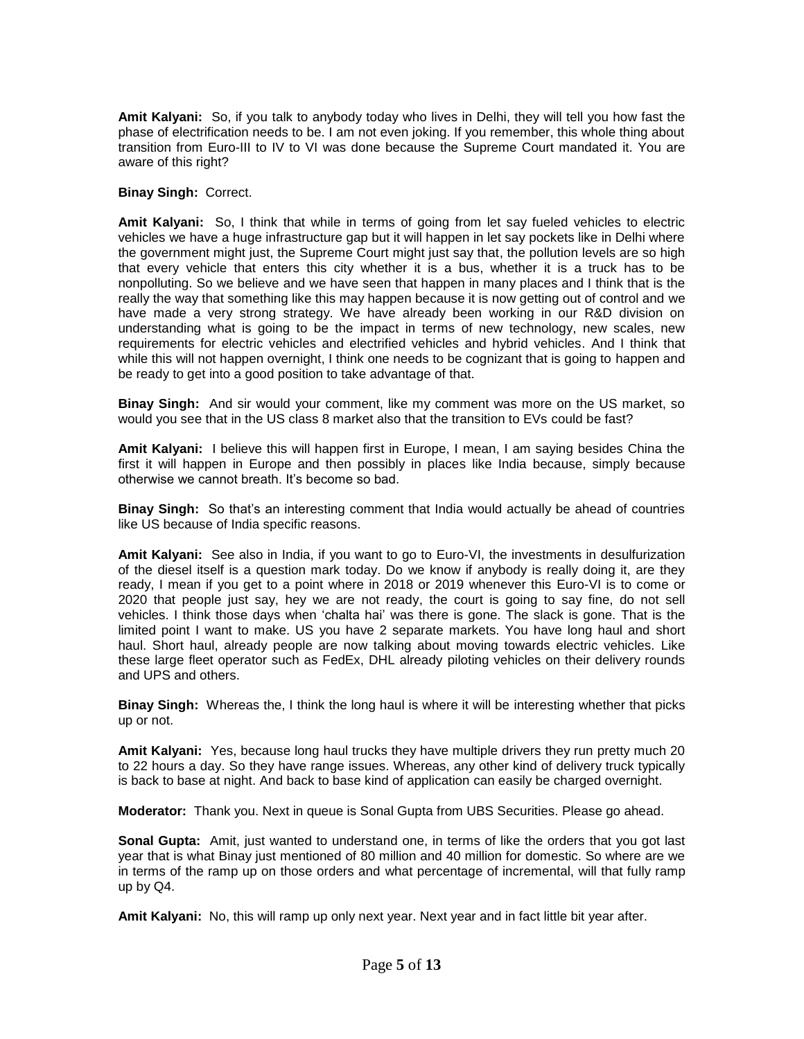**Amit Kalyani:** So, if you talk to anybody today who lives in Delhi, they will tell you how fast the phase of electrification needs to be. I am not even joking. If you remember, this whole thing about transition from Euro-III to IV to VI was done because the Supreme Court mandated it. You are aware of this right?

**Binay Singh:** Correct.

**Amit Kalyani:** So, I think that while in terms of going from let say fueled vehicles to electric vehicles we have a huge infrastructure gap but it will happen in let say pockets like in Delhi where the government might just, the Supreme Court might just say that, the pollution levels are so high that every vehicle that enters this city whether it is a bus, whether it is a truck has to be nonpolluting. So we believe and we have seen that happen in many places and I think that is the really the way that something like this may happen because it is now getting out of control and we have made a very strong strategy. We have already been working in our R&D division on understanding what is going to be the impact in terms of new technology, new scales, new requirements for electric vehicles and electrified vehicles and hybrid vehicles. And I think that while this will not happen overnight, I think one needs to be cognizant that is going to happen and be ready to get into a good position to take advantage of that.

**Binay Singh:** And sir would your comment, like my comment was more on the US market, so would you see that in the US class 8 market also that the transition to EVs could be fast?

**Amit Kalyani:** I believe this will happen first in Europe, I mean, I am saying besides China the first it will happen in Europe and then possibly in places like India because, simply because otherwise we cannot breath. It's become so bad.

**Binay Singh:** So that's an interesting comment that India would actually be ahead of countries like US because of India specific reasons.

**Amit Kalyani:** See also in India, if you want to go to Euro-VI, the investments in desulfurization of the diesel itself is a question mark today. Do we know if anybody is really doing it, are they ready, I mean if you get to a point where in 2018 or 2019 whenever this Euro-VI is to come or 2020 that people just say, hey we are not ready, the court is going to say fine, do not sell vehicles. I think those days when 'chalta hai' was there is gone. The slack is gone. That is the limited point I want to make. US you have 2 separate markets. You have long haul and short haul. Short haul, already people are now talking about moving towards electric vehicles. Like these large fleet operator such as FedEx, DHL already piloting vehicles on their delivery rounds and UPS and others.

**Binay Singh:** Whereas the, I think the long haul is where it will be interesting whether that picks up or not.

**Amit Kalyani:** Yes, because long haul trucks they have multiple drivers they run pretty much 20 to 22 hours a day. So they have range issues. Whereas, any other kind of delivery truck typically is back to base at night. And back to base kind of application can easily be charged overnight.

**Moderator:** Thank you. Next in queue is Sonal Gupta from UBS Securities. Please go ahead.

**Sonal Gupta:** Amit, just wanted to understand one, in terms of like the orders that you got last year that is what Binay just mentioned of 80 million and 40 million for domestic. So where are we in terms of the ramp up on those orders and what percentage of incremental, will that fully ramp up by Q4.

**Amit Kalyani:** No, this will ramp up only next year. Next year and in fact little bit year after.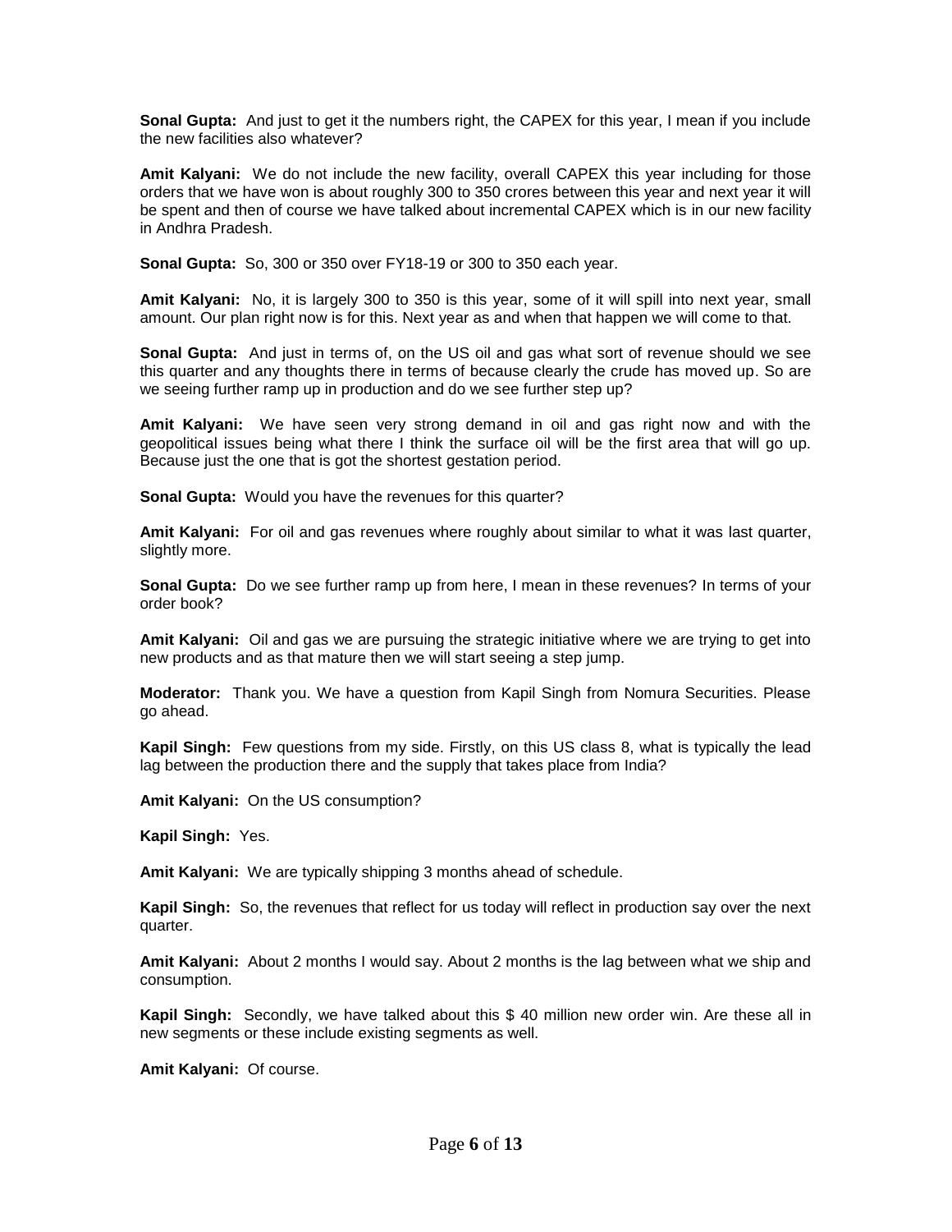**Sonal Gupta:** And just to get it the numbers right, the CAPEX for this year, I mean if you include the new facilities also whatever?

**Amit Kalyani:** We do not include the new facility, overall CAPEX this year including for those orders that we have won is about roughly 300 to 350 crores between this year and next year it will be spent and then of course we have talked about incremental CAPEX which is in our new facility in Andhra Pradesh.

**Sonal Gupta:** So, 300 or 350 over FY18-19 or 300 to 350 each year.

**Amit Kalyani:** No, it is largely 300 to 350 is this year, some of it will spill into next year, small amount. Our plan right now is for this. Next year as and when that happen we will come to that.

**Sonal Gupta:** And just in terms of, on the US oil and gas what sort of revenue should we see this quarter and any thoughts there in terms of because clearly the crude has moved up. So are we seeing further ramp up in production and do we see further step up?

**Amit Kalyani:** We have seen very strong demand in oil and gas right now and with the geopolitical issues being what there I think the surface oil will be the first area that will go up. Because just the one that is got the shortest gestation period.

**Sonal Gupta:** Would you have the revenues for this quarter?

**Amit Kalyani:** For oil and gas revenues where roughly about similar to what it was last quarter, slightly more.

**Sonal Gupta:** Do we see further ramp up from here, I mean in these revenues? In terms of your order book?

**Amit Kalyani:** Oil and gas we are pursuing the strategic initiative where we are trying to get into new products and as that mature then we will start seeing a step jump.

**Moderator:** Thank you. We have a question from Kapil Singh from Nomura Securities. Please go ahead.

**Kapil Singh:** Few questions from my side. Firstly, on this US class 8, what is typically the lead lag between the production there and the supply that takes place from India?

**Amit Kalyani:** On the US consumption?

**Kapil Singh:** Yes.

**Amit Kalyani:** We are typically shipping 3 months ahead of schedule.

**Kapil Singh:** So, the revenues that reflect for us today will reflect in production say over the next quarter.

**Amit Kalyani:** About 2 months I would say. About 2 months is the lag between what we ship and consumption.

**Kapil Singh:** Secondly, we have talked about this $ 40 million new order win. Are these all in new segments or these include existing segments as well.

**Amit Kalyani:** Of course.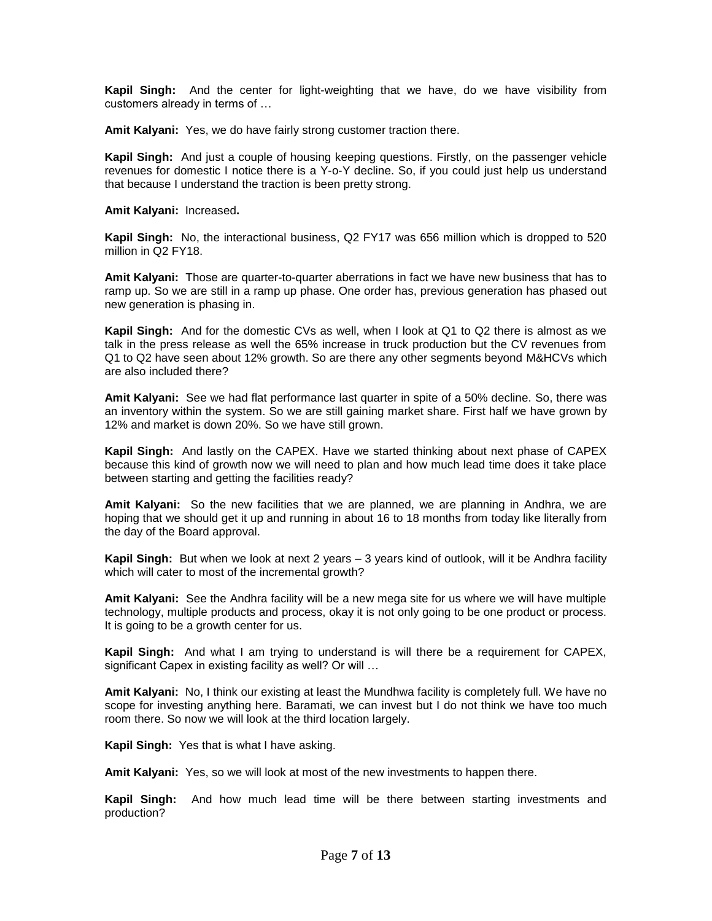**Kapil Singh:** And the center for light-weighting that we have, do we have visibility from customers already in terms of …

**Amit Kalyani:** Yes, we do have fairly strong customer traction there.

**Kapil Singh:** And just a couple of housing keeping questions. Firstly, on the passenger vehicle revenues for domestic I notice there is a Y-o-Y decline. So, if you could just help us understand that because I understand the traction is been pretty strong.

**Amit Kalyani:** Increased**.**

**Kapil Singh:** No, the interactional business, Q2 FY17 was 656 million which is dropped to 520 million in Q2 FY18.

**Amit Kalyani:** Those are quarter-to-quarter aberrations in fact we have new business that has to ramp up. So we are still in a ramp up phase. One order has, previous generation has phased out new generation is phasing in.

**Kapil Singh:** And for the domestic CVs as well, when I look at Q1 to Q2 there is almost as we talk in the press release as well the 65% increase in truck production but the CV revenues from Q1 to Q2 have seen about 12% growth. So are there any other segments beyond M&HCVs which are also included there?

**Amit Kalyani:** See we had flat performance last quarter in spite of a 50% decline. So, there was an inventory within the system. So we are still gaining market share. First half we have grown by 12% and market is down 20%. So we have still grown.

**Kapil Singh:** And lastly on the CAPEX. Have we started thinking about next phase of CAPEX because this kind of growth now we will need to plan and how much lead time does it take place between starting and getting the facilities ready?

**Amit Kalyani:** So the new facilities that we are planned, we are planning in Andhra, we are hoping that we should get it up and running in about 16 to 18 months from today like literally from the day of the Board approval.

**Kapil Singh:** But when we look at next 2 years – 3 years kind of outlook, will it be Andhra facility which will cater to most of the incremental growth?

**Amit Kalyani:** See the Andhra facility will be a new mega site for us where we will have multiple technology, multiple products and process, okay it is not only going to be one product or process. It is going to be a growth center for us.

**Kapil Singh:** And what I am trying to understand is will there be a requirement for CAPEX, significant Capex in existing facility as well? Or will …

**Amit Kalyani:** No, I think our existing at least the Mundhwa facility is completely full. We have no scope for investing anything here. Baramati, we can invest but I do not think we have too much room there. So now we will look at the third location largely.

**Kapil Singh:** Yes that is what I have asking.

**Amit Kalyani:** Yes, so we will look at most of the new investments to happen there.

**Kapil Singh:** And how much lead time will be there between starting investments and production?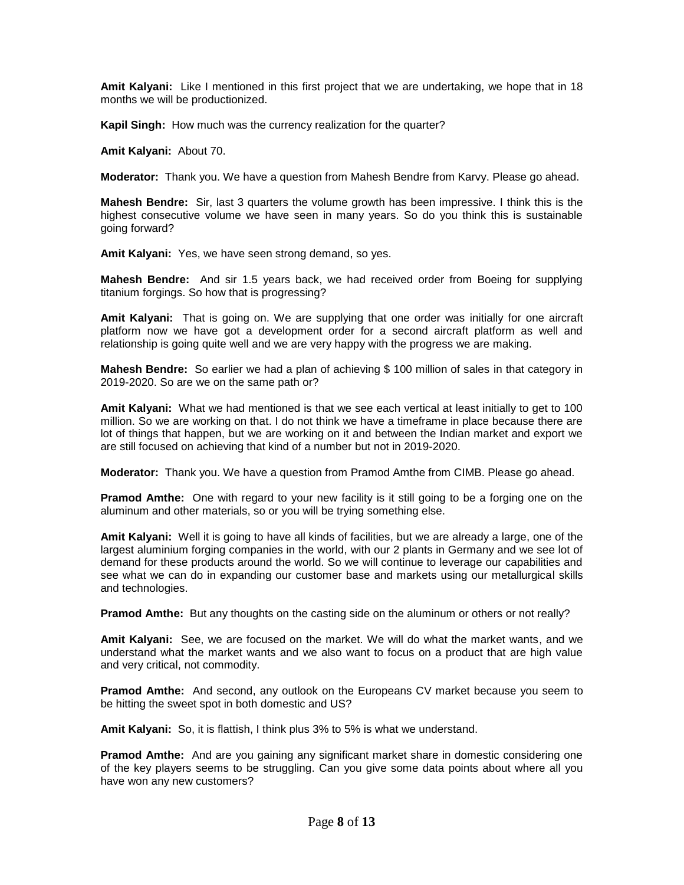**Amit Kalyani:** Like I mentioned in this first project that we are undertaking, we hope that in 18 months we will be productionized.

**Kapil Singh:** How much was the currency realization for the quarter?

**Amit Kalyani:** About 70.

**Moderator:** Thank you. We have a question from Mahesh Bendre from Karvy. Please go ahead.

**Mahesh Bendre:** Sir, last 3 quarters the volume growth has been impressive. I think this is the highest consecutive volume we have seen in many years. So do you think this is sustainable going forward?

**Amit Kalyani:** Yes, we have seen strong demand, so yes.

**Mahesh Bendre:** And sir 1.5 years back, we had received order from Boeing for supplying titanium forgings. So how that is progressing?

**Amit Kalyani:** That is going on. We are supplying that one order was initially for one aircraft platform now we have got a development order for a second aircraft platform as well and relationship is going quite well and we are very happy with the progress we are making.

**Mahesh Bendre:** So earlier we had a plan of achieving $ 100 million of sales in that category in 2019-2020. So are we on the same path or?

**Amit Kalyani:** What we had mentioned is that we see each vertical at least initially to get to 100 million. So we are working on that. I do not think we have a timeframe in place because there are lot of things that happen, but we are working on it and between the Indian market and export we are still focused on achieving that kind of a number but not in 2019-2020.

**Moderator:** Thank you. We have a question from Pramod Amthe from CIMB. Please go ahead.

**Pramod Amthe:** One with regard to your new facility is it still going to be a forging one on the aluminum and other materials, so or you will be trying something else.

**Amit Kalyani:** Well it is going to have all kinds of facilities, but we are already a large, one of the largest aluminium forging companies in the world, with our 2 plants in Germany and we see lot of demand for these products around the world. So we will continue to leverage our capabilities and see what we can do in expanding our customer base and markets using our metallurgical skills and technologies.

**Pramod Amthe:** But any thoughts on the casting side on the aluminum or others or not really?

**Amit Kalyani:** See, we are focused on the market. We will do what the market wants, and we understand what the market wants and we also want to focus on a product that are high value and very critical, not commodity.

**Pramod Amthe:** And second, any outlook on the Europeans CV market because you seem to be hitting the sweet spot in both domestic and US?

**Amit Kalyani:** So, it is flattish, I think plus 3% to 5% is what we understand.

**Pramod Amthe:** And are you gaining any significant market share in domestic considering one of the key players seems to be struggling. Can you give some data points about where all you have won any new customers?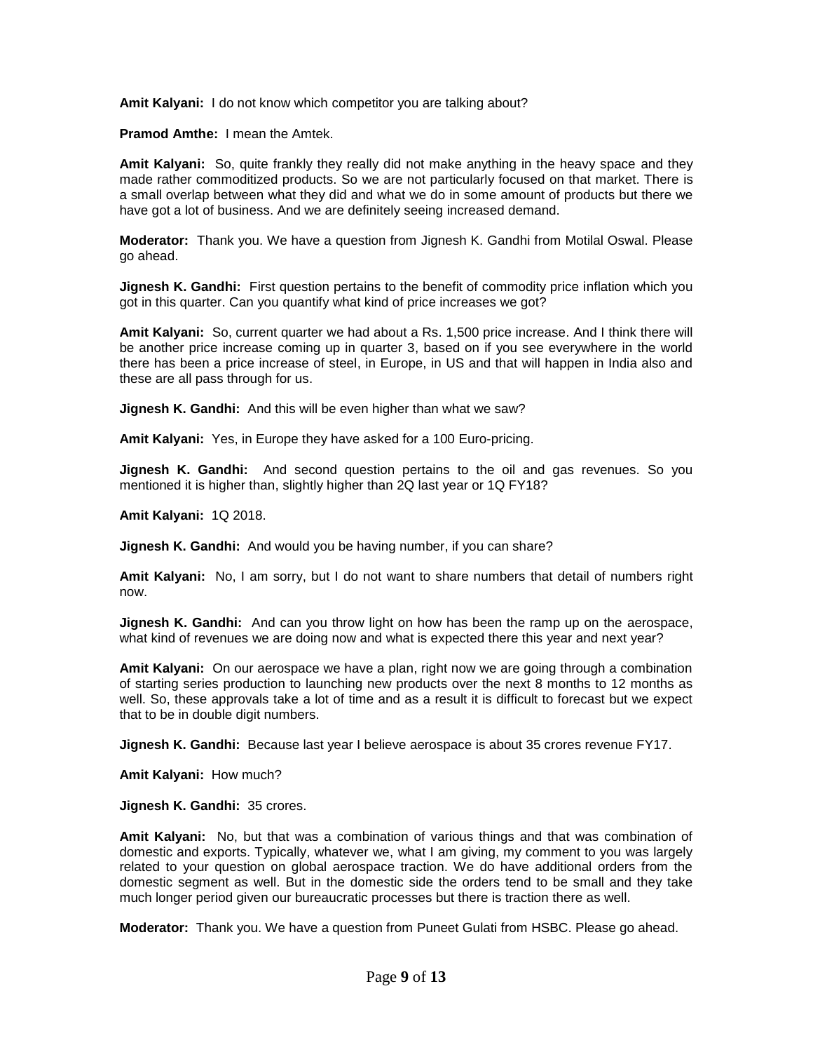**Amit Kalyani:** I do not know which competitor you are talking about?

**Pramod Amthe:** I mean the Amtek.

**Amit Kalyani:** So, quite frankly they really did not make anything in the heavy space and they made rather commoditized products. So we are not particularly focused on that market. There is a small overlap between what they did and what we do in some amount of products but there we have got a lot of business. And we are definitely seeing increased demand.

**Moderator:** Thank you. We have a question from Jignesh K. Gandhi from Motilal Oswal. Please go ahead.

**Jignesh K. Gandhi:** First question pertains to the benefit of commodity price inflation which you got in this quarter. Can you quantify what kind of price increases we got?

**Amit Kalyani:** So, current quarter we had about a Rs. 1,500 price increase. And I think there will be another price increase coming up in quarter 3, based on if you see everywhere in the world there has been a price increase of steel, in Europe, in US and that will happen in India also and these are all pass through for us.

**Jignesh K. Gandhi:** And this will be even higher than what we saw?

**Amit Kalyani:** Yes, in Europe they have asked for a 100 Euro-pricing.

**Jignesh K. Gandhi:** And second question pertains to the oil and gas revenues. So you mentioned it is higher than, slightly higher than 2Q last year or 1Q FY18?

**Amit Kalyani:** 1Q 2018.

**Jignesh K. Gandhi:** And would you be having number, if you can share?

**Amit Kalyani:** No, I am sorry, but I do not want to share numbers that detail of numbers right now.

**Jignesh K. Gandhi:** And can you throw light on how has been the ramp up on the aerospace, what kind of revenues we are doing now and what is expected there this year and next year?

**Amit Kalyani:** On our aerospace we have a plan, right now we are going through a combination of starting series production to launching new products over the next 8 months to 12 months as well. So, these approvals take a lot of time and as a result it is difficult to forecast but we expect that to be in double digit numbers.

**Jignesh K. Gandhi:** Because last year I believe aerospace is about 35 crores revenue FY17.

**Amit Kalyani:** How much?

**Jignesh K. Gandhi:** 35 crores.

**Amit Kalyani:** No, but that was a combination of various things and that was combination of domestic and exports. Typically, whatever we, what I am giving, my comment to you was largely related to your question on global aerospace traction. We do have additional orders from the domestic segment as well. But in the domestic side the orders tend to be small and they take much longer period given our bureaucratic processes but there is traction there as well.

**Moderator:** Thank you. We have a question from Puneet Gulati from HSBC. Please go ahead.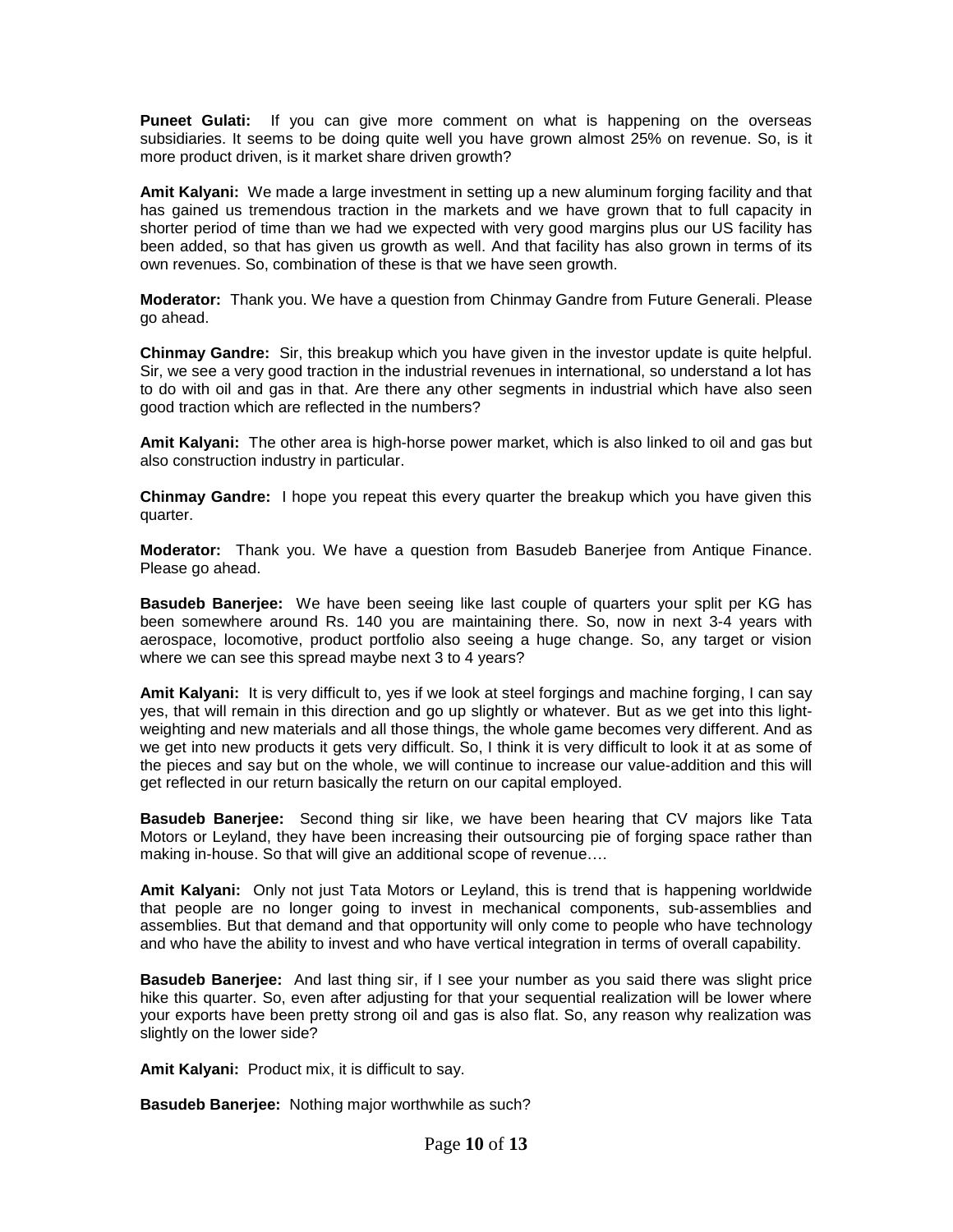**Puneet Gulati:** If you can give more comment on what is happening on the overseas subsidiaries. It seems to be doing quite well you have grown almost 25% on revenue. So, is it more product driven, is it market share driven growth?

**Amit Kalyani:** We made a large investment in setting up a new aluminum forging facility and that has gained us tremendous traction in the markets and we have grown that to full capacity in shorter period of time than we had we expected with very good margins plus our US facility has been added, so that has given us growth as well. And that facility has also grown in terms of its own revenues. So, combination of these is that we have seen growth.

**Moderator:** Thank you. We have a question from Chinmay Gandre from Future Generali. Please go ahead.

**Chinmay Gandre:** Sir, this breakup which you have given in the investor update is quite helpful. Sir, we see a very good traction in the industrial revenues in international, so understand a lot has to do with oil and gas in that. Are there any other segments in industrial which have also seen good traction which are reflected in the numbers?

**Amit Kalyani:** The other area is high-horse power market, which is also linked to oil and gas but also construction industry in particular.

**Chinmay Gandre:** I hope you repeat this every quarter the breakup which you have given this quarter.

**Moderator:** Thank you. We have a question from Basudeb Banerjee from Antique Finance. Please go ahead.

**Basudeb Banerjee:** We have been seeing like last couple of quarters your split per KG has been somewhere around Rs. 140 you are maintaining there. So, now in next 3-4 years with aerospace, locomotive, product portfolio also seeing a huge change. So, any target or vision where we can see this spread maybe next 3 to 4 years?

**Amit Kalyani:** It is very difficult to, yes if we look at steel forgings and machine forging, I can say yes, that will remain in this direction and go up slightly or whatever. But as we get into this light-weighting and new materials and all those things, the whole game becomes very different. And as we get into new products it gets very difficult. So, I think it is very difficult to look it at as some of the pieces and say but on the whole, we will continue to increase our value-addition and this will get reflected in our return basically the return on our capital employed.

**Basudeb Banerjee:** Second thing sir like, we have been hearing that CV majors like Tata Motors or Leyland, they have been increasing their outsourcing pie of forging space rather than making in-house. So that will give an additional scope of revenue….

**Amit Kalyani:** Only not just Tata Motors or Leyland, this is trend that is happening worldwide that people are no longer going to invest in mechanical components, sub-assemblies and assemblies. But that demand and that opportunity will only come to people who have technology and who have the ability to invest and who have vertical integration in terms of overall capability.

**Basudeb Banerjee:** And last thing sir, if I see your number as you said there was slight price hike this quarter. So, even after adjusting for that your sequential realization will be lower where your exports have been pretty strong oil and gas is also flat. So, any reason why realization was slightly on the lower side?

**Amit Kalyani:** Product mix, it is difficult to say.

**Basudeb Banerjee:** Nothing major worthwhile as such?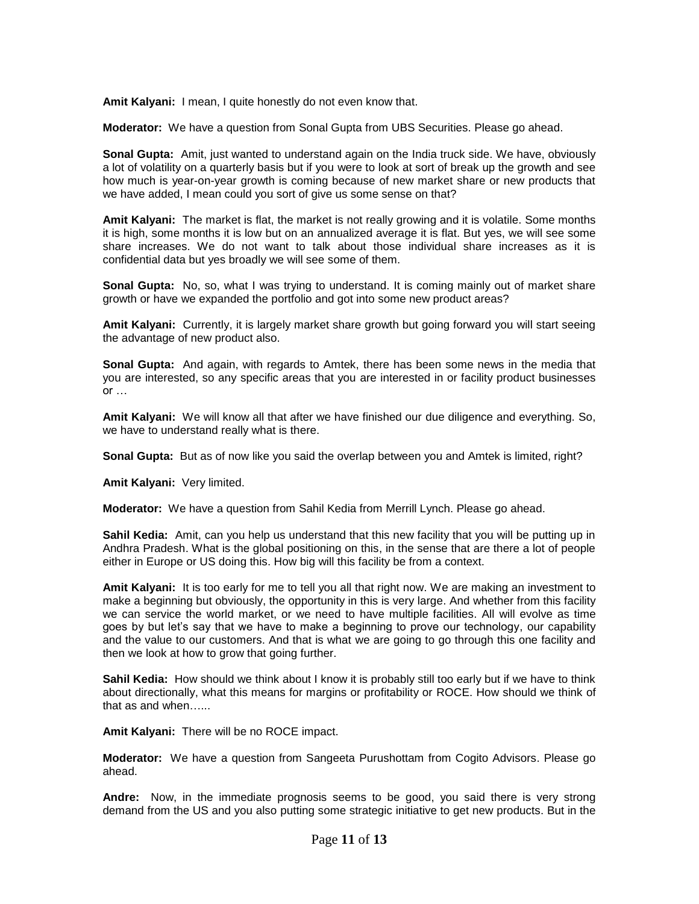**Amit Kalyani:** I mean, I quite honestly do not even know that.

**Moderator:** We have a question from Sonal Gupta from UBS Securities. Please go ahead.

**Sonal Gupta:** Amit, just wanted to understand again on the India truck side. We have, obviously a lot of volatility on a quarterly basis but if you were to look at sort of break up the growth and see how much is year-on-year growth is coming because of new market share or new products that we have added, I mean could you sort of give us some sense on that?

**Amit Kalyani:** The market is flat, the market is not really growing and it is volatile. Some months it is high, some months it is low but on an annualized average it is flat. But yes, we will see some share increases. We do not want to talk about those individual share increases as it is confidential data but yes broadly we will see some of them.

**Sonal Gupta:** No, so, what I was trying to understand. It is coming mainly out of market share growth or have we expanded the portfolio and got into some new product areas?

**Amit Kalyani:** Currently, it is largely market share growth but going forward you will start seeing the advantage of new product also.

**Sonal Gupta:** And again, with regards to Amtek, there has been some news in the media that you are interested, so any specific areas that you are interested in or facility product businesses or …

**Amit Kalyani:** We will know all that after we have finished our due diligence and everything. So, we have to understand really what is there.

**Sonal Gupta:** But as of now like you said the overlap between you and Amtek is limited, right?

**Amit Kalyani:** Very limited.

**Moderator:** We have a question from Sahil Kedia from Merrill Lynch. Please go ahead.

**Sahil Kedia:** Amit, can you help us understand that this new facility that you will be putting up in Andhra Pradesh. What is the global positioning on this, in the sense that are there a lot of people either in Europe or US doing this. How big will this facility be from a context.

**Amit Kalyani:** It is too early for me to tell you all that right now. We are making an investment to make a beginning but obviously, the opportunity in this is very large. And whether from this facility we can service the world market, or we need to have multiple facilities. All will evolve as time goes by but let's say that we have to make a beginning to prove our technology, our capability and the value to our customers. And that is what we are going to go through this one facility and then we look at how to grow that going further.

**Sahil Kedia:** How should we think about I know it is probably still too early but if we have to think about directionally, what this means for margins or profitability or ROCE. How should we think of that as and when…...

**Amit Kalyani:** There will be no ROCE impact.

**Moderator:** We have a question from Sangeeta Purushottam from Cogito Advisors. Please go ahead.

**Andre:** Now, in the immediate prognosis seems to be good, you said there is very strong demand from the US and you also putting some strategic initiative to get new products. But in the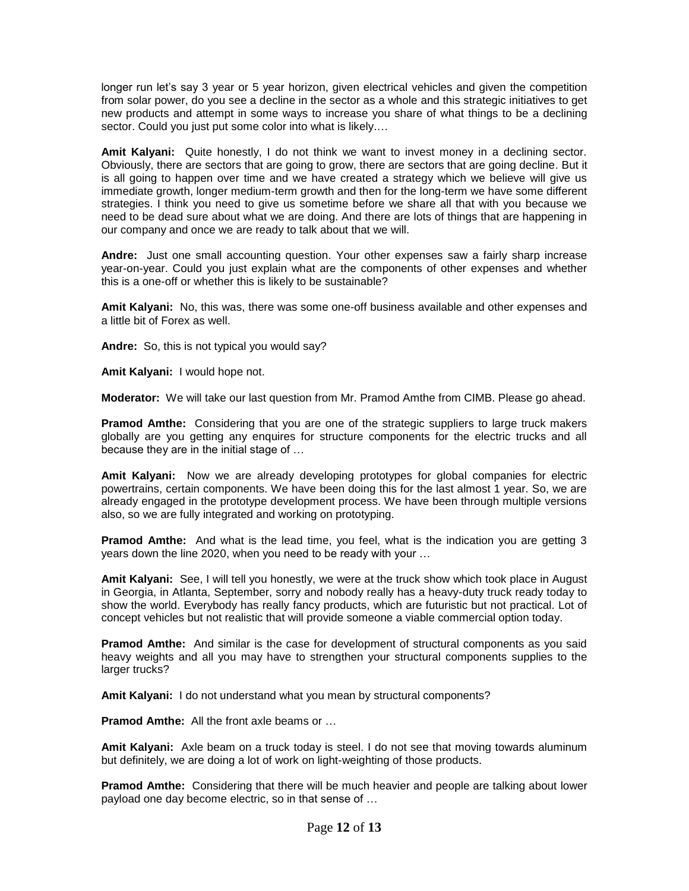longer run let's say 3 year or 5 year horizon, given electrical vehicles and given the competition from solar power, do you see a decline in the sector as a whole and this strategic initiatives to get new products and attempt in some ways to increase you share of what things to be a declining sector. Could you just put some color into what is likely….

**Amit Kalyani:** Quite honestly, I do not think we want to invest money in a declining sector. Obviously, there are sectors that are going to grow, there are sectors that are going decline. But it is all going to happen over time and we have created a strategy which we believe will give us immediate growth, longer medium-term growth and then for the long-term we have some different strategies. I think you need to give us sometime before we share all that with you because we need to be dead sure about what we are doing. And there are lots of things that are happening in our company and once we are ready to talk about that we will.

**Andre:** Just one small accounting question. Your other expenses saw a fairly sharp increase year-on-year. Could you just explain what are the components of other expenses and whether this is a one-off or whether this is likely to be sustainable?

**Amit Kalyani:** No, this was, there was some one-off business available and other expenses and a little bit of Forex as well.

**Andre:** So, this is not typical you would say?

**Amit Kalyani:** I would hope not.

**Moderator:** We will take our last question from Mr. Pramod Amthe from CIMB. Please go ahead.

**Pramod Amthe:** Considering that you are one of the strategic suppliers to large truck makers globally are you getting any enquires for structure components for the electric trucks and all because they are in the initial stage of …

**Amit Kalyani:** Now we are already developing prototypes for global companies for electric powertrains, certain components. We have been doing this for the last almost 1 year. So, we are already engaged in the prototype development process. We have been through multiple versions also, so we are fully integrated and working on prototyping.

**Pramod Amthe:** And what is the lead time, you feel, what is the indication you are getting 3 years down the line 2020, when you need to be ready with your …

**Amit Kalyani:** See, I will tell you honestly, we were at the truck show which took place in August in Georgia, in Atlanta, September, sorry and nobody really has a heavy-duty truck ready today to show the world. Everybody has really fancy products, which are futuristic but not practical. Lot of concept vehicles but not realistic that will provide someone a viable commercial option today.

**Pramod Amthe:** And similar is the case for development of structural components as you said heavy weights and all you may have to strengthen your structural components supplies to the larger trucks?

**Amit Kalyani:** I do not understand what you mean by structural components?

**Pramod Amthe:** All the front axle beams or …

**Amit Kalyani:** Axle beam on a truck today is steel. I do not see that moving towards aluminum but definitely, we are doing a lot of work on light-weighting of those products.

**Pramod Amthe:** Considering that there will be much heavier and people are talking about lower payload one day become electric, so in that sense of …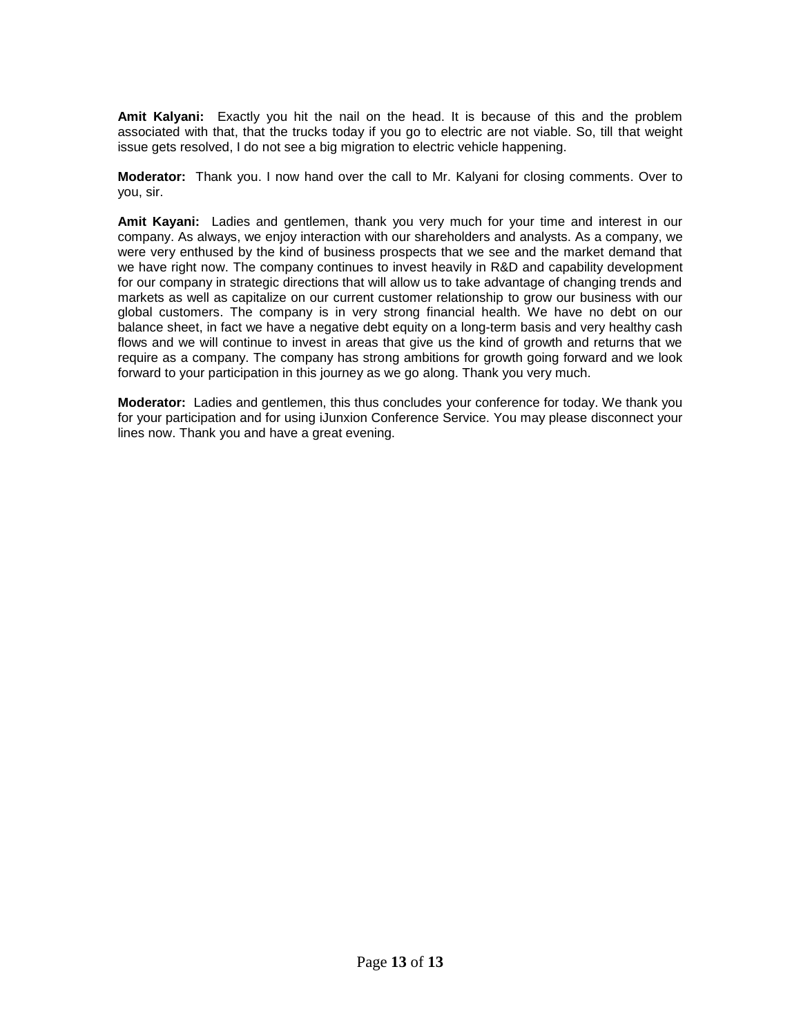**Amit Kalyani:** Exactly you hit the nail on the head. It is because of this and the problem associated with that, that the trucks today if you go to electric are not viable. So, till that weight issue gets resolved, I do not see a big migration to electric vehicle happening.

**Moderator:** Thank you. I now hand over the call to Mr. Kalyani for closing comments. Over to you, sir.

**Amit Kayani:** Ladies and gentlemen, thank you very much for your time and interest in our company. As always, we enjoy interaction with our shareholders and analysts. As a company, we were very enthused by the kind of business prospects that we see and the market demand that we have right now. The company continues to invest heavily in R&D and capability development for our company in strategic directions that will allow us to take advantage of changing trends and markets as well as capitalize on our current customer relationship to grow our business with our global customers. The company is in very strong financial health. We have no debt on our balance sheet, in fact we have a negative debt equity on a long-term basis and very healthy cash flows and we will continue to invest in areas that give us the kind of growth and returns that we require as a company. The company has strong ambitions for growth going forward and we look forward to your participation in this journey as we go along. Thank you very much.

**Moderator:** Ladies and gentlemen, this thus concludes your conference for today. We thank you for your participation and for using iJunxion Conference Service. You may please disconnect your lines now. Thank you and have a great evening.